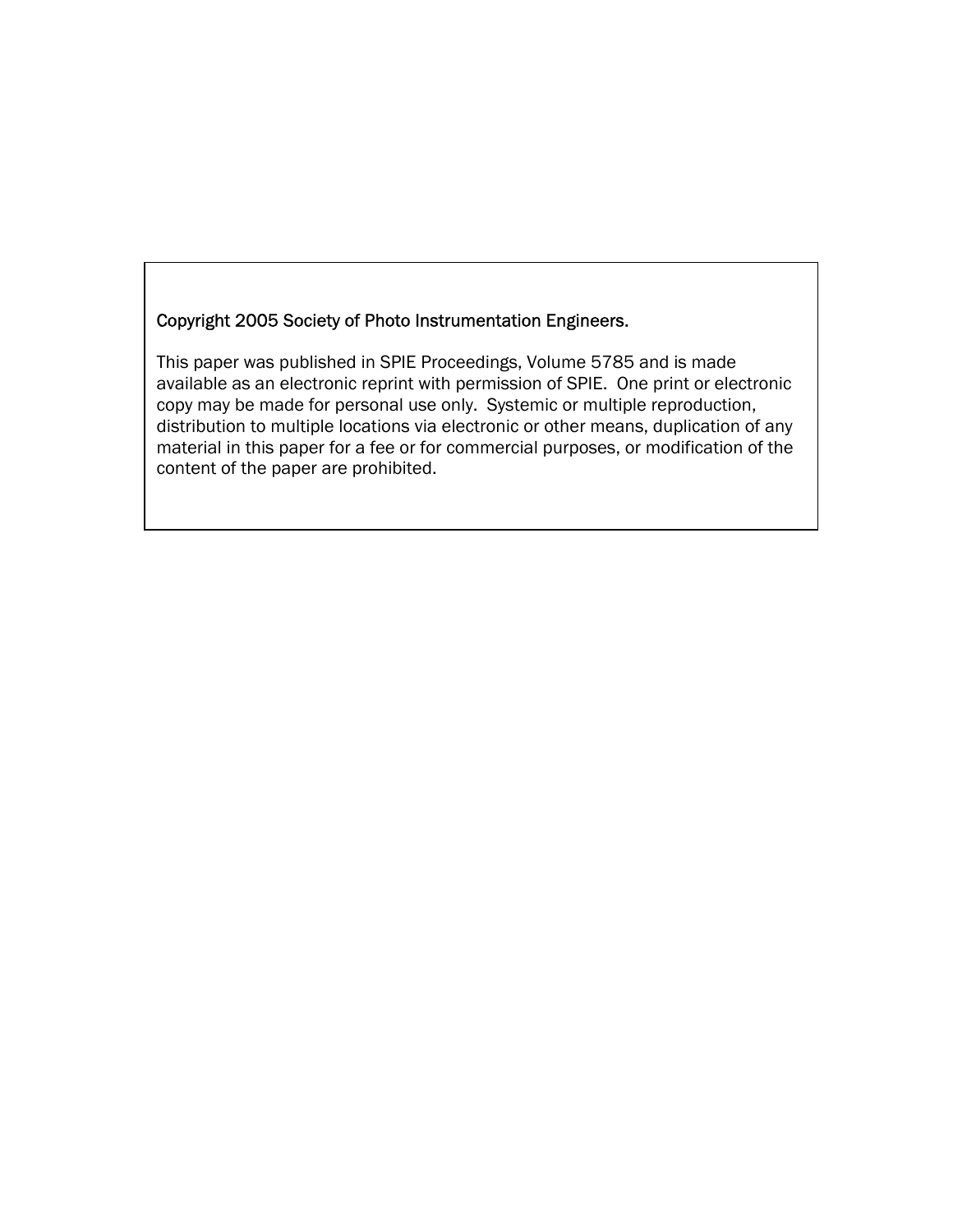Copyright 2005 Society of Photo Instrumentation Engineers.

This paper was published in SPIE Proceedings, Volume 5785 and is made available as an electronic reprint with permission of SPIE. One print or electronic copy may be made for personal use only. Systemic or multiple reproduction, distribution to multiple locations via electronic or other means, duplication of any material in this paper for a fee or for commercial purposes, or modification of the content of the paper are prohibited.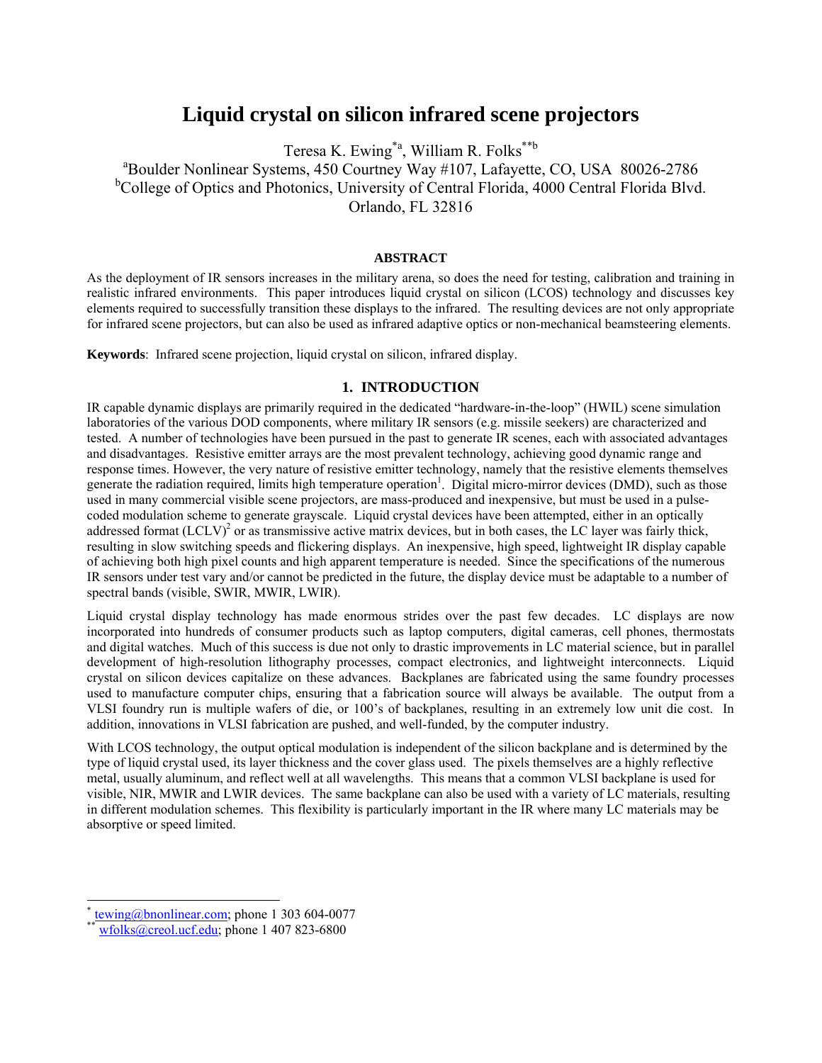# Liquid crystal on silicon infrared scene projectors

Teresa K. Ewing[*a], William R. Folks[**b]

[a]Boulder Nonlinear Systems, 450 Courtney Way #107, Lafayette, CO, USA 80026-2786
[b]College of Optics and Photonics, University of Central Florida, 4000 Central Florida Blvd. Orlando, FL 32816

## ABSTRACT

As the deployment of IR sensors increases in the military arena, so does the need for testing, calibration and training in realistic infrared environments. This paper introduces liquid crystal on silicon (LCOS) technology and discusses key elements required to successfully transition these displays to the infrared. The resulting devices are not only appropriate for infrared scene projectors, but can also be used as infrared adaptive optics or non-mechanical beamsteering elements.

**Keywords**: Infrared scene projection, liquid crystal on silicon, infrared display.

## 1. INTRODUCTION

IR capable dynamic displays are primarily required in the dedicated "hardware-in-the-loop" (HWIL) scene simulation laboratories of the various DOD components, where military IR sensors (e.g. missile seekers) are characterized and tested. A number of technologies have been pursued in the past to generate IR scenes, each with associated advantages and disadvantages. Resistive emitter arrays are the most prevalent technology, achieving good dynamic range and response times. However, the very nature of resistive emitter technology, namely that the resistive elements themselves generate the radiation required, limits high temperature operation[1]. Digital micro-mirror devices (DMD), such as those used in many commercial visible scene projectors, are mass-produced and inexpensive, but must be used in a pulse-coded modulation scheme to generate grayscale. Liquid crystal devices have been attempted, either in an optically addressed format (LCLV)[2] or as transmissive active matrix devices, but in both cases, the LC layer was fairly thick, resulting in slow switching speeds and flickering displays. An inexpensive, high speed, lightweight IR display capable of achieving both high pixel counts and high apparent temperature is needed. Since the specifications of the numerous IR sensors under test vary and/or cannot be predicted in the future, the display device must be adaptable to a number of spectral bands (visible, SWIR, MWIR, LWIR).

Liquid crystal display technology has made enormous strides over the past few decades. LC displays are now incorporated into hundreds of consumer products such as laptop computers, digital cameras, cell phones, thermostats and digital watches. Much of this success is due not only to drastic improvements in LC material science, but in parallel development of high-resolution lithography processes, compact electronics, and lightweight interconnects. Liquid crystal on silicon devices capitalize on these advances. Backplanes are fabricated using the same foundry processes used to manufacture computer chips, ensuring that a fabrication source will always be available. The output from a VLSI foundry run is multiple wafers of die, or 100's of backplanes, resulting in an extremely low unit die cost. In addition, innovations in VLSI fabrication are pushed, and well-funded, by the computer industry.

With LCOS technology, the output optical modulation is independent of the silicon backplane and is determined by the type of liquid crystal used, its layer thickness and the cover glass used. The pixels themselves are a highly reflective metal, usually aluminum, and reflect well at all wavelengths. This means that a common VLSI backplane is used for visible, NIR, MWIR and LWIR devices. The same backplane can also be used with a variety of LC materials, resulting in different modulation schemes. This flexibility is particularly important in the IR where many LC materials may be absorptive or speed limited.

[*] tewing@bnonlinear.com; phone 1 303 604-0077
[**] wfolks@creol.ucf.edu; phone 1 407 823-6800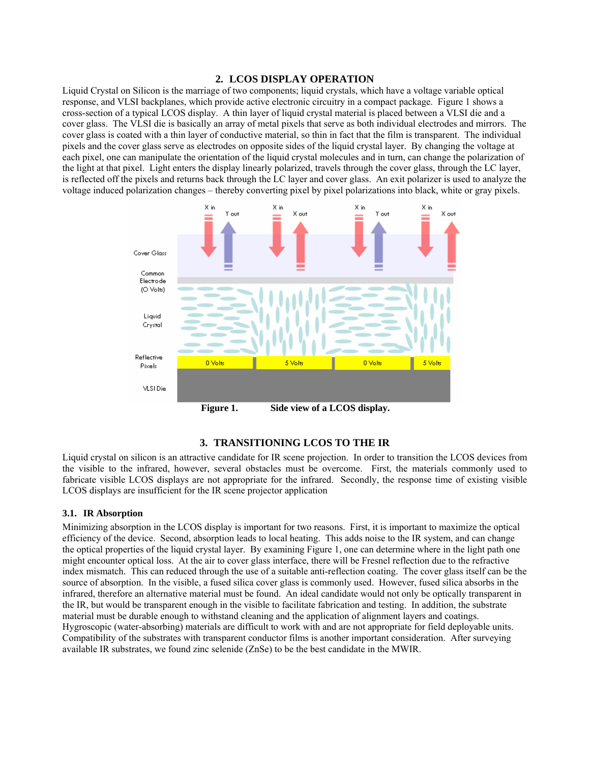## 2. LCOS DISPLAY OPERATION

Liquid Crystal on Silicon is the marriage of two components; liquid crystals, which have a voltage variable optical response, and VLSI backplanes, which provide active electronic circuitry in a compact package. Figure 1 shows a cross-section of a typical LCOS display. A thin layer of liquid crystal material is placed between a VLSI die and a cover glass. The VLSI die is basically an array of metal pixels that serve as both individual electrodes and mirrors. The cover glass is coated with a thin layer of conductive material, so thin in fact that the film is transparent. The individual pixels and the cover glass serve as electrodes on opposite sides of the liquid crystal layer. By changing the voltage at each pixel, one can manipulate the orientation of the liquid crystal molecules and in turn, can change the polarization of the light at that pixel. Light enters the display linearly polarized, travels through the cover glass, through the LC layer, is reflected off the pixels and returns back through the LC layer and cover glass. An exit polarizer is used to analyze the voltage induced polarization changes – thereby converting pixel by pixel polarizations into black, white or gray pixels.

X in
Y out
X in
X out
X in
Y out
X in
X out
Cover Glass
Common Electrode (O Volts)
Liquid Crystal
Reflective Pixels
0 Volts
5 Volts
0 Volts
5 Volts
VLSI Die

**Figure 1. Side view of a LCOS display.**

## 3. TRANSITIONING LCOS TO THE IR

Liquid crystal on silicon is an attractive candidate for IR scene projection. In order to transition the LCOS devices from the visible to the infrared, however, several obstacles must be overcome. First, the materials commonly used to fabricate visible LCOS displays are not appropriate for the infrared. Secondly, the response time of existing visible LCOS displays are insufficient for the IR scene projector application

### 3.1. IR Absorption

Minimizing absorption in the LCOS display is important for two reasons. First, it is important to maximize the optical efficiency of the device. Second, absorption leads to local heating. This adds noise to the IR system, and can change the optical properties of the liquid crystal layer. By examining Figure 1, one can determine where in the light path one might encounter optical loss. At the air to cover glass interface, there will be Fresnel reflection due to the refractive index mismatch. This can reduced through the use of a suitable anti-reflection coating. The cover glass itself can be the source of absorption. In the visible, a fused silica cover glass is commonly used. However, fused silica absorbs in the infrared, therefore an alternative material must be found. An ideal candidate would not only be optically transparent in the IR, but would be transparent enough in the visible to facilitate fabrication and testing. In addition, the substrate material must be durable enough to withstand cleaning and the application of alignment layers and coatings. Hygroscopic (water-absorbing) materials are difficult to work with and are not appropriate for field deployable units. Compatibility of the substrates with transparent conductor films is another important consideration. After surveying available IR substrates, we found zinc selenide (ZnSe) to be the best candidate in the MWIR.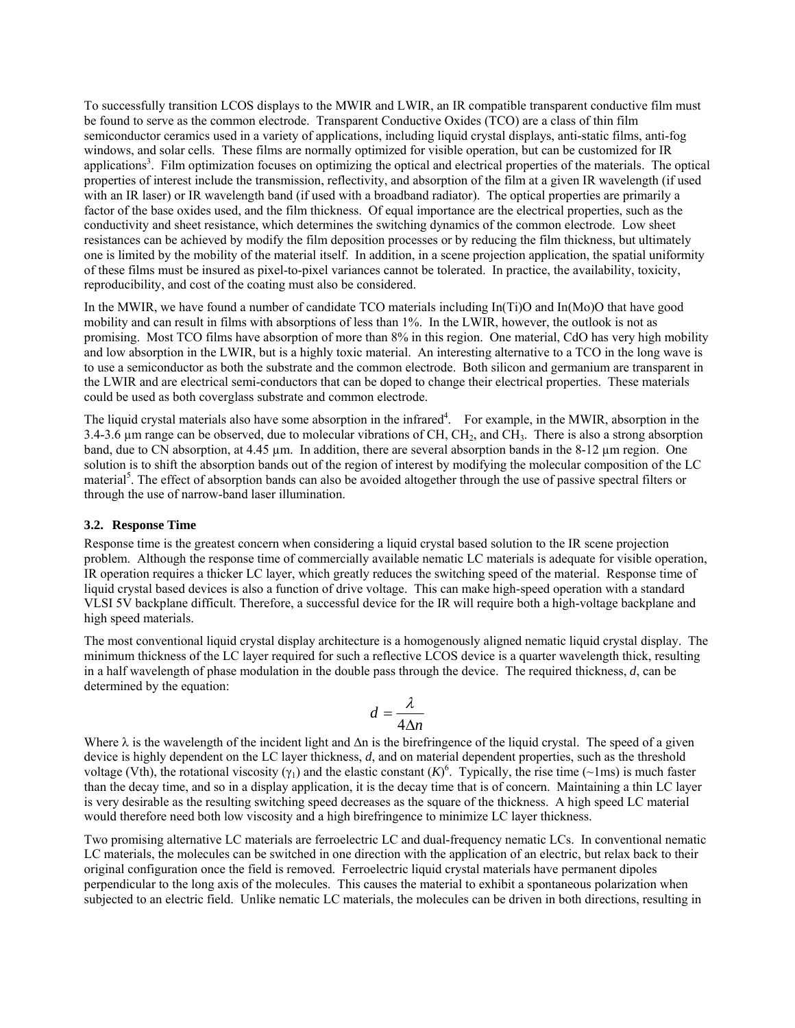To successfully transition LCOS displays to the MWIR and LWIR, an IR compatible transparent conductive film must be found to serve as the common electrode. Transparent Conductive Oxides (TCO) are a class of thin film semiconductor ceramics used in a variety of applications, including liquid crystal displays, anti-static films, anti-fog windows, and solar cells. These films are normally optimized for visible operation, but can be customized for IR applications[3]. Film optimization focuses on optimizing the optical and electrical properties of the materials. The optical properties of interest include the transmission, reflectivity, and absorption of the film at a given IR wavelength (if used with an IR laser) or IR wavelength band (if used with a broadband radiator). The optical properties are primarily a factor of the base oxides used, and the film thickness. Of equal importance are the electrical properties, such as the conductivity and sheet resistance, which determines the switching dynamics of the common electrode. Low sheet resistances can be achieved by modify the film deposition processes or by reducing the film thickness, but ultimately one is limited by the mobility of the material itself. In addition, in a scene projection application, the spatial uniformity of these films must be insured as pixel-to-pixel variances cannot be tolerated. In practice, the availability, toxicity, reproducibility, and cost of the coating must also be considered.

In the MWIR, we have found a number of candidate TCO materials including In(Ti)O and In(Mo)O that have good mobility and can result in films with absorptions of less than 1%. In the LWIR, however, the outlook is not as promising. Most TCO films have absorption of more than 8% in this region. One material, CdO has very high mobility and low absorption in the LWIR, but is a highly toxic material. An interesting alternative to a TCO in the long wave is to use a semiconductor as both the substrate and the common electrode. Both silicon and germanium are transparent in the LWIR and are electrical semi-conductors that can be doped to change their electrical properties. These materials could be used as both coverglass substrate and common electrode.

The liquid crystal materials also have some absorption in the infrared[4]. For example, in the MWIR, absorption in the 3.4-3.6 µm range can be observed, due to molecular vibrations of CH, $CH_2$, and $CH_3$. There is also a strong absorption band, due to CN absorption, at 4.45 µm. In addition, there are several absorption bands in the 8-12 µm region. One solution is to shift the absorption bands out of the region of interest by modifying the molecular composition of the LC material[5]. The effect of absorption bands can also be avoided altogether through the use of passive spectral filters or through the use of narrow-band laser illumination.

### 3.2. Response Time

Response time is the greatest concern when considering a liquid crystal based solution to the IR scene projection problem. Although the response time of commercially available nematic LC materials is adequate for visible operation, IR operation requires a thicker LC layer, which greatly reduces the switching speed of the material. Response time of liquid crystal based devices is also a function of drive voltage. This can make high-speed operation with a standard VLSI 5V backplane difficult. Therefore, a successful device for the IR will require both a high-voltage backplane and high speed materials.

The most conventional liquid crystal display architecture is a homogenously aligned nematic liquid crystal display. The minimum thickness of the LC layer required for such a reflective LCOS device is a quarter wavelength thick, resulting in a half wavelength of phase modulation in the double pass through the device. The required thickness, *d*, can be determined by the equation:

$$d = \frac{\lambda}{4\Delta n}$$

Where $\lambda$ is the wavelength of the incident light and $\Delta n$ is the birefringence of the liquid crystal. The speed of a given device is highly dependent on the LC layer thickness, *d*, and on material dependent properties, such as the threshold voltage (Vth), the rotational viscosity ($\gamma_1$) and the elastic constant ($K$)[6]. Typically, the rise time (~1ms) is much faster than the decay time, and so in a display application, it is the decay time that is of concern. Maintaining a thin LC layer is very desirable as the resulting switching speed decreases as the square of the thickness. A high speed LC material would therefore need both low viscosity and a high birefringence to minimize LC layer thickness.

Two promising alternative LC materials are ferroelectric LC and dual-frequency nematic LCs. In conventional nematic LC materials, the molecules can be switched in one direction with the application of an electric, but relax back to their original configuration once the field is removed. Ferroelectric liquid crystal materials have permanent dipoles perpendicular to the long axis of the molecules. This causes the material to exhibit a spontaneous polarization when subjected to an electric field. Unlike nematic LC materials, the molecules can be driven in both directions, resulting in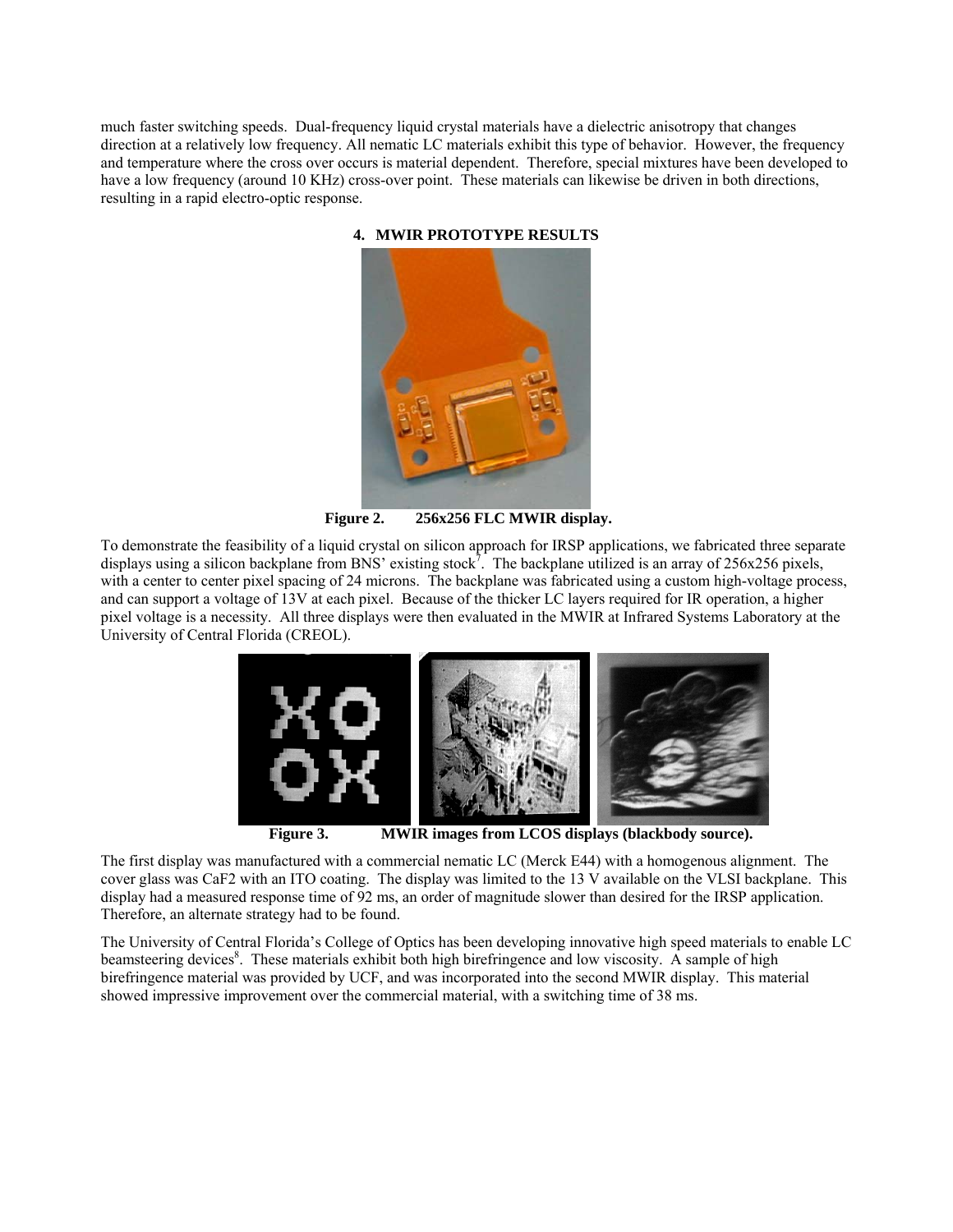much faster switching speeds. Dual-frequency liquid crystal materials have a dielectric anisotropy that changes direction at a relatively low frequency. All nematic LC materials exhibit this type of behavior. However, the frequency and temperature where the cross over occurs is material dependent. Therefore, special mixtures have been developed to have a low frequency (around 10 KHz) cross-over point. These materials can likewise be driven in both directions, resulting in a rapid electro-optic response.

## 4. MWIR PROTOTYPE RESULTS

**Figure 2. 256x256 FLC MWIR display.**

To demonstrate the feasibility of a liquid crystal on silicon approach for IRSP applications, we fabricated three separate displays using a silicon backplane from BNS' existing stock[7]. The backplane utilized is an array of 256x256 pixels, with a center to center pixel spacing of 24 microns. The backplane was fabricated using a custom high-voltage process, and can support a voltage of 13V at each pixel. Because of the thicker LC layers required for IR operation, a higher pixel voltage is a necessity. All three displays were then evaluated in the MWIR at Infrared Systems Laboratory at the University of Central Florida (CREOL).

**Figure 3. MWIR images from LCOS displays (blackbody source).**

The first display was manufactured with a commercial nematic LC (Merck E44) with a homogenous alignment. The cover glass was $CaF_2$ with an ITO coating. The display was limited to the 13 V available on the VLSI backplane. This display had a measured response time of 92 ms, an order of magnitude slower than desired for the IRSP application. Therefore, an alternate strategy had to be found.

The University of Central Florida's College of Optics has been developing innovative high speed materials to enable LC beamsteering devices[8]. These materials exhibit both high birefringence and low viscosity. A sample of high birefringence material was provided by UCF, and was incorporated into the second MWIR display. This material showed impressive improvement over the commercial material, with a switching time of 38 ms.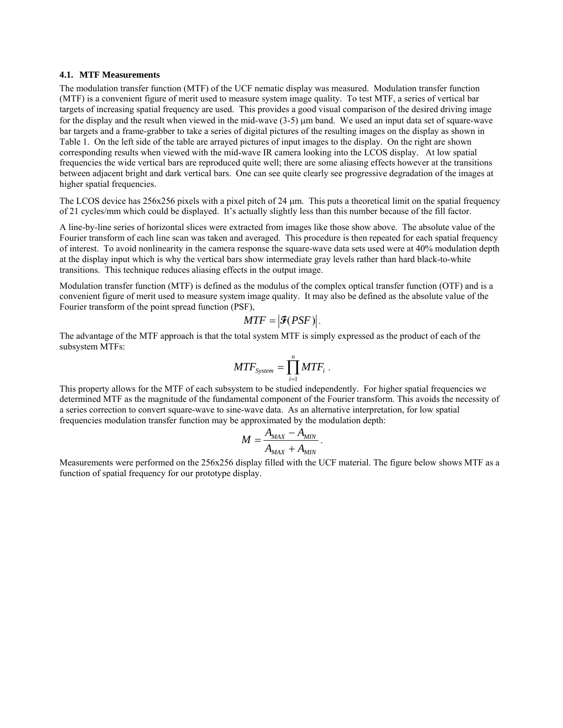### 4.1. MTF Measurements

The modulation transfer function (MTF) of the UCF nematic display was measured. Modulation transfer function (MTF) is a convenient figure of merit used to measure system image quality. To test MTF, a series of vertical bar targets of increasing spatial frequency are used. This provides a good visual comparison of the desired driving image for the display and the result when viewed in the mid-wave (3-5) μm band. We used an input data set of square-wave bar targets and a frame-grabber to take a series of digital pictures of the resulting images on the display as shown in Table 1. On the left side of the table are arrayed pictures of input images to the display. On the right are shown corresponding results when viewed with the mid-wave IR camera looking into the LCOS display. At low spatial frequencies the wide vertical bars are reproduced quite well; there are some aliasing effects however at the transitions between adjacent bright and dark vertical bars. One can see quite clearly see progressive degradation of the images at higher spatial frequencies.

The LCOS device has 256x256 pixels with a pixel pitch of 24 μm. This puts a theoretical limit on the spatial frequency of 21 cycles/mm which could be displayed. It's actually slightly less than this number because of the fill factor.

A line-by-line series of horizontal slices were extracted from images like those show above. The absolute value of the Fourier transform of each line scan was taken and averaged. This procedure is then repeated for each spatial frequency of interest. To avoid nonlinearity in the camera response the square-wave data sets used were at 40% modulation depth at the display input which is why the vertical bars show intermediate gray levels rather than hard black-to-white transitions. This technique reduces aliasing effects in the output image.

Modulation transfer function (MTF) is defined as the modulus of the complex optical transfer function (OTF) and is a convenient figure of merit used to measure system image quality. It may also be defined as the absolute value of the Fourier transform of the point spread function (PSF),

$$MTF = \left| \mathcal{F}(PSF) \right| .$$

The advantage of the MTF approach is that the total system MTF is simply expressed as the product of each of the subsystem MTFs:

$$MTF_{System} = \prod_{i=1}^{n} MTF_i \ .$$

This property allows for the MTF of each subsystem to be studied independently. For higher spatial frequencies we determined MTF as the magnitude of the fundamental component of the Fourier transform. This avoids the necessity of a series correction to convert square-wave to sine-wave data. As an alternative interpretation, for low spatial frequencies modulation transfer function may be approximated by the modulation depth:

$$M = \frac{A_{MAX} - A_{MIN}}{A_{MAX} + A_{MIN}} .$$

Measurements were performed on the 256x256 display filled with the UCF material. The figure below shows MTF as a function of spatial frequency for our prototype display.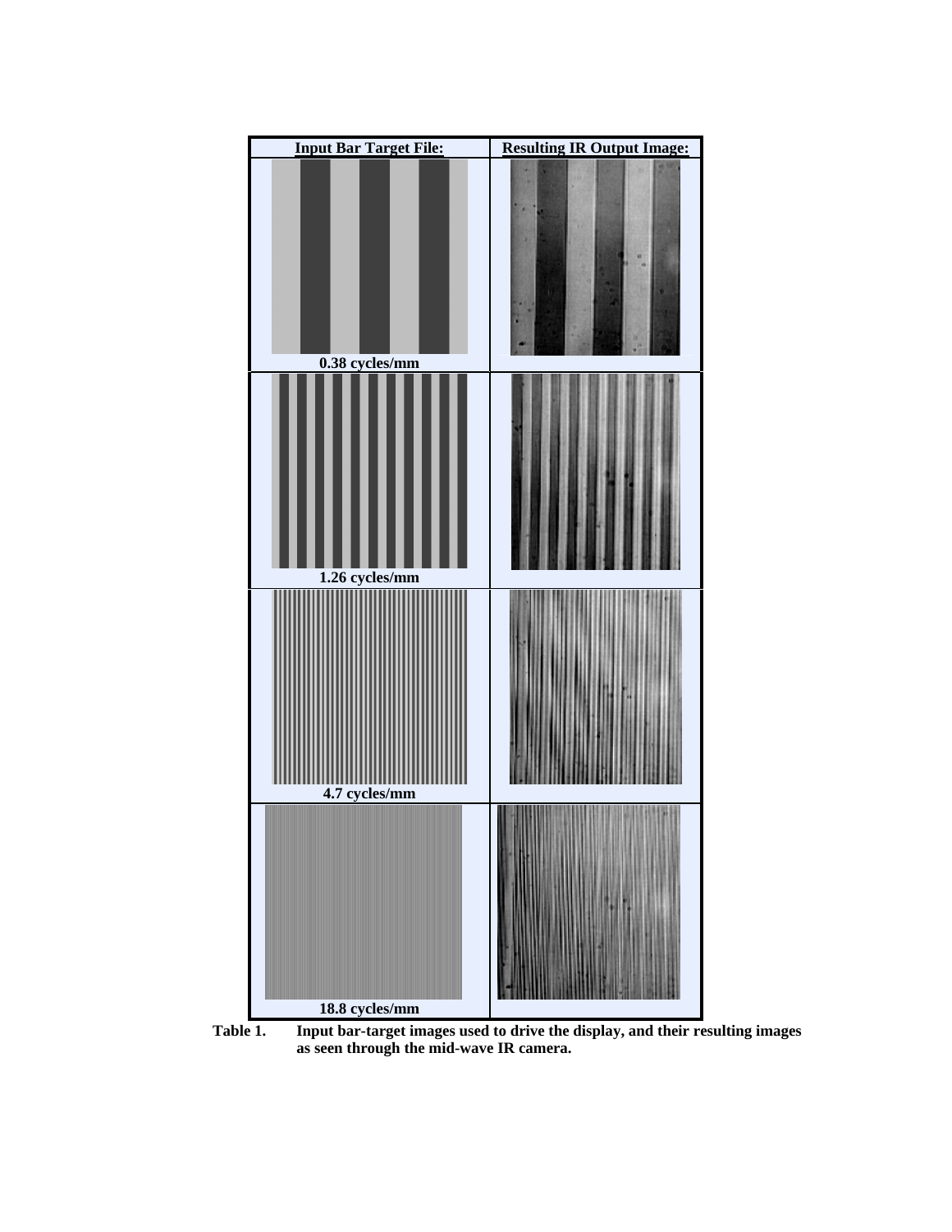| Input Bar Target File: | Resulting IR Output Image: |
| --- | --- |
| 0.38 cycles/mm | |
| 1.26 cycles/mm | |
| 4.7 cycles/mm | |
| 18.8 cycles/mm | |

**Table 1.** Input bar-target images used to drive the display, and their resulting images as seen through the mid-wave IR camera.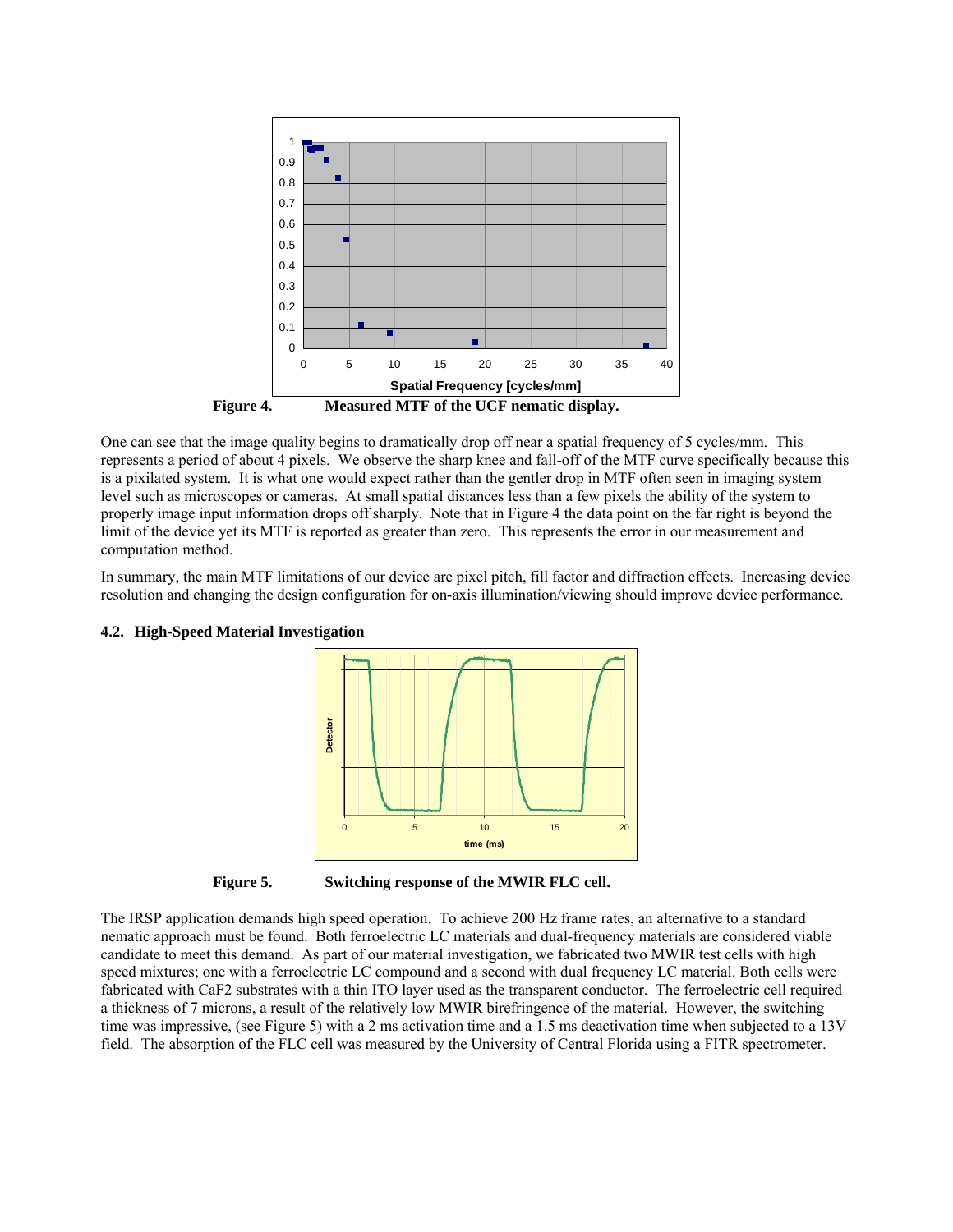**Figure 4.** **Measured MTF of the UCF nematic display.**

One can see that the image quality begins to dramatically drop off near a spatial frequency of 5 cycles/mm. This represents a period of about 4 pixels. We observe the sharp knee and fall-off of the MTF curve specifically because this is a pixilated system. It is what one would expect rather than the gentler drop in MTF often seen in imaging system level such as microscopes or cameras. At small spatial distances less than a few pixels the ability of the system to properly image input information drops off sharply. Note that in Figure 4 the data point on the far right is beyond the limit of the device yet its MTF is reported as greater than zero. This represents the error in our measurement and computation method.

In summary, the main MTF limitations of our device are pixel pitch, fill factor and diffraction effects. Increasing device resolution and changing the design configuration for on-axis illumination/viewing should improve device performance.

### 4.2. High-Speed Material Investigation

**Figure 5.** **Switching response of the MWIR FLC cell.**

The IRSP application demands high speed operation. To achieve 200 Hz frame rates, an alternative to a standard nematic approach must be found. Both ferroelectric LC materials and dual-frequency materials are considered viable candidate to meet this demand. As part of our material investigation, we fabricated two MWIR test cells with high speed mixtures; one with a ferroelectric LC compound and a second with dual frequency LC material. Both cells were fabricated with $CaF_2$ substrates with a thin ITO layer used as the transparent conductor. The ferroelectric cell required a thickness of 7 microns, a result of the relatively low MWIR birefringence of the material. However, the switching time was impressive, (see Figure 5) with a 2 ms activation time and a 1.5 ms deactivation time when subjected to a 13V field. The absorption of the FLC cell was measured by the University of Central Florida using a FITR spectrometer.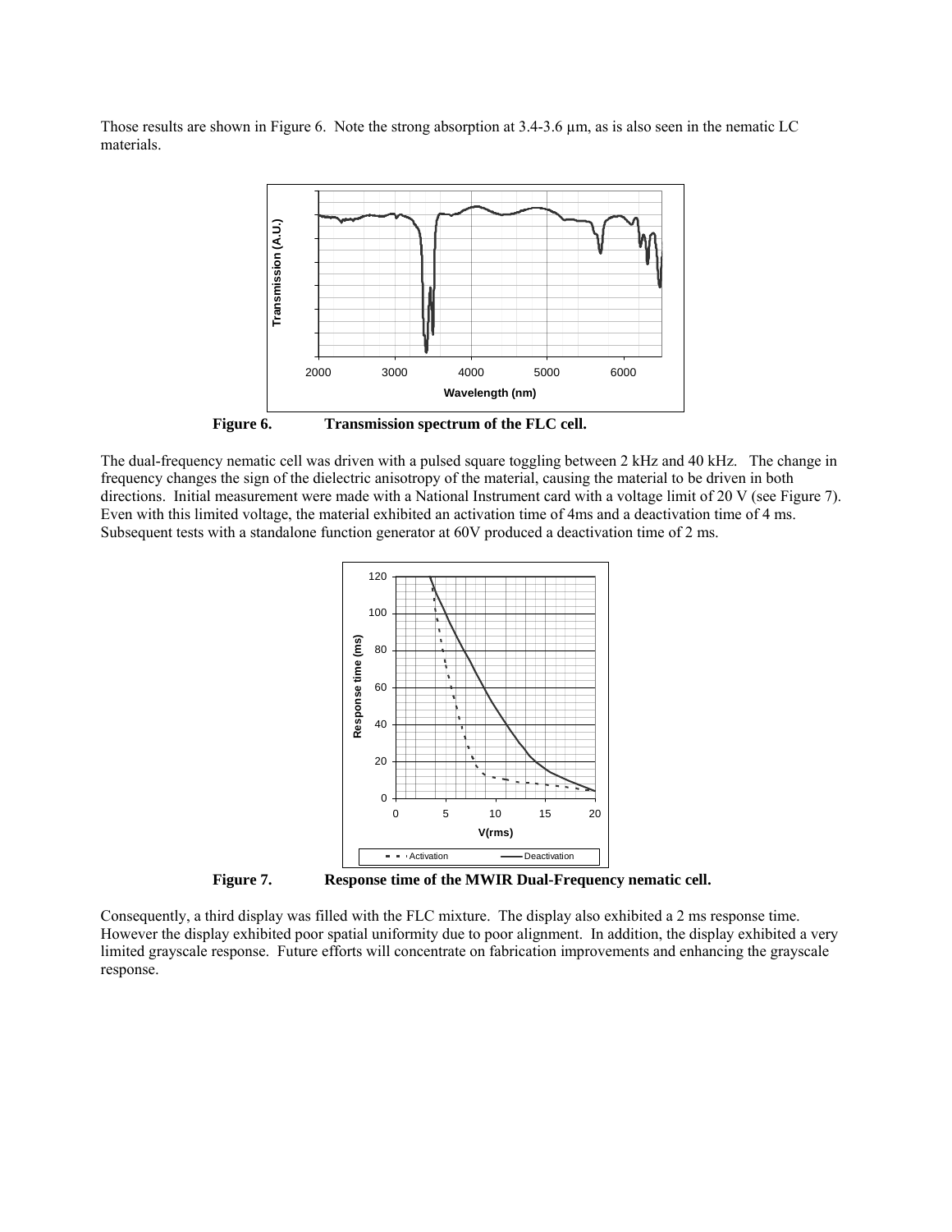Those results are shown in Figure 6. Note the strong absorption at 3.4-3.6 µm, as is also seen in the nematic LC materials.

**Figure 6. Transmission spectrum of the FLC cell.**

The dual-frequency nematic cell was driven with a pulsed square toggling between 2 kHz and 40 kHz. The change in frequency changes the sign of the dielectric anisotropy of the material, causing the material to be driven in both directions. Initial measurement were made with a National Instrument card with a voltage limit of 20 V (see Figure 7). Even with this limited voltage, the material exhibited an activation time of 4ms and a deactivation time of 4 ms. Subsequent tests with a standalone function generator at 60V produced a deactivation time of 2 ms.

**Figure 7. Response time of the MWIR Dual-Frequency nematic cell.**

Consequently, a third display was filled with the FLC mixture. The display also exhibited a 2 ms response time. However the display exhibited poor spatial uniformity due to poor alignment. In addition, the display exhibited a very limited grayscale response. Future efforts will concentrate on fabrication improvements and enhancing the grayscale response.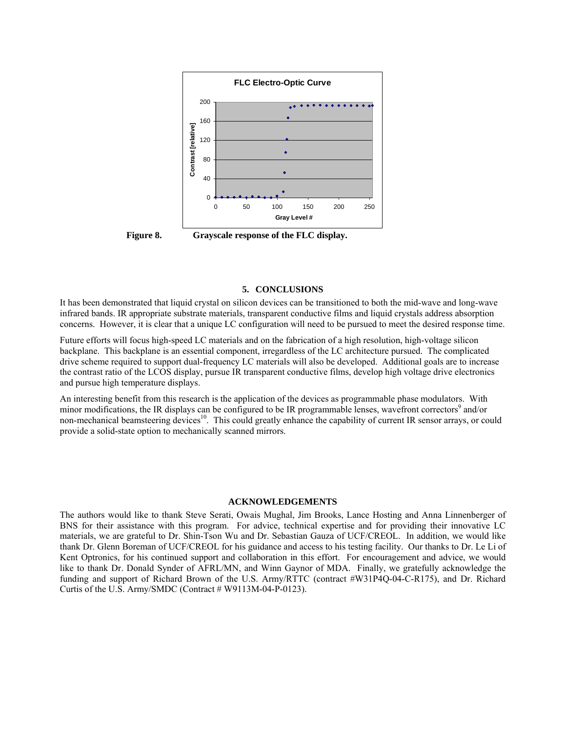Figure 8. Grayscale response of the FLC display.

## 5. CONCLUSIONS

It has been demonstrated that liquid crystal on silicon devices can be transitioned to both the mid-wave and long-wave infrared bands. IR appropriate substrate materials, transparent conductive films and liquid crystals address absorption concerns. However, it is clear that a unique LC configuration will need to be pursued to meet the desired response time.

Future efforts will focus high-speed LC materials and on the fabrication of a high resolution, high-voltage silicon backplane. This backplane is an essential component, irregardless of the LC architecture pursued. The complicated drive scheme required to support dual-frequency LC materials will also be developed. Additional goals are to increase the contrast ratio of the LCOS display, pursue IR transparent conductive films, develop high voltage drive electronics and pursue high temperature displays.

An interesting benefit from this research is the application of the devices as programmable phase modulators. With minor modifications, the IR displays can be configured to be IR programmable lenses, wavefront correctors[9] and/or non-mechanical beamsteering devices[10]. This could greatly enhance the capability of current IR sensor arrays, or could provide a solid-state option to mechanically scanned mirrors.

## ACKNOWLEDGEMENTS

The authors would like to thank Steve Serati, Owais Mughal, Jim Brooks, Lance Hosting and Anna Linnenberger of BNS for their assistance with this program. For advice, technical expertise and for providing their innovative LC materials, we are grateful to Dr. Shin-Tson Wu and Dr. Sebastian Gauza of UCF/CREOL. In addition, we would like thank Dr. Glenn Boreman of UCF/CREOL for his guidance and access to his testing facility. Our thanks to Dr. Le Li of Kent Optronics, for his continued support and collaboration in this effort. For encouragement and advice, we would like to thank Dr. Donald Synder of AFRL/MN, and Winn Gaynor of MDA. Finally, we gratefully acknowledge the funding and support of Richard Brown of the U.S. Army/RTTC (contract #W31P4Q-04-C-R175), and Dr. Richard Curtis of the U.S. Army/SMDC (Contract # W9113M-04-P-0123).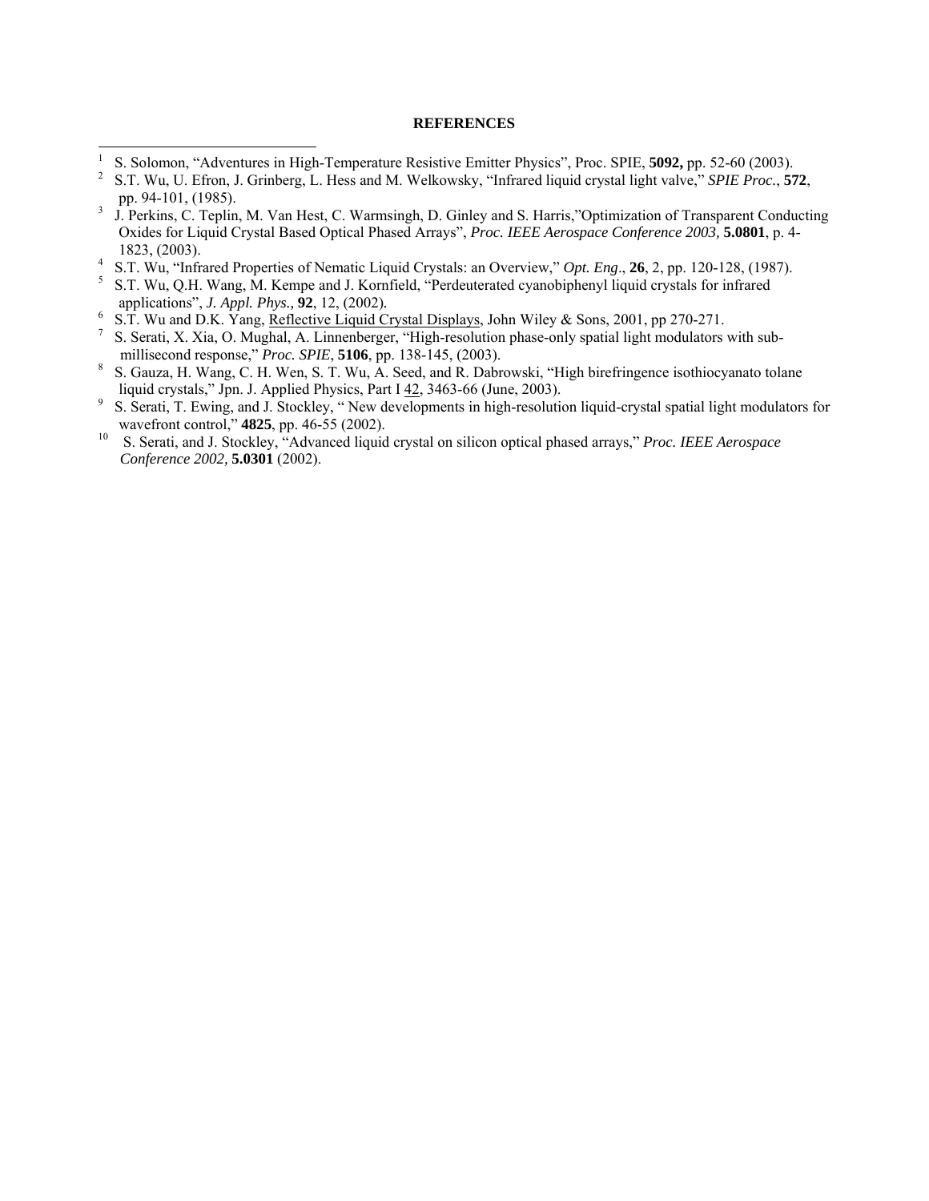**REFERENCES**

[1] S. Solomon, "Adventures in High-Temperature Resistive Emitter Physics", Proc. SPIE, **5092,** pp. 52-60 (2003).

[2] S.T. Wu, U. Efron, J. Grinberg, L. Hess and M. Welkowsky, "Infrared liquid crystal light valve," *SPIE Proc.*, **572**, pp. 94-101, (1985).

[3] J. Perkins, C. Teplin, M. Van Hest, C. Warmsingh, D. Ginley and S. Harris,"Optimization of Transparent Conducting Oxides for Liquid Crystal Based Optical Phased Arrays", *Proc. IEEE Aerospace Conference 2003,* **5.0801**, p. 4-1823, (2003).

[4] S.T. Wu, "Infrared Properties of Nematic Liquid Crystals: an Overview," *Opt. Eng*., **26**, 2, pp. 120-128, (1987).

[5] S.T. Wu, Q.H. Wang, M. Kempe and J. Kornfield, "Perdeuterated cyanobiphenyl liquid crystals for infrared applications", *J. Appl. Phys.,* **92**, 12, (2002).

[6] S.T. Wu and D.K. Yang, Reflective Liquid Crystal Displays, John Wiley & Sons, 2001, pp 270-271.

[7] S. Serati, X. Xia, O. Mughal, A. Linnenberger, "High-resolution phase-only spatial light modulators with sub-millisecond response," *Proc. SPIE*, **5106**, pp. 138-145, (2003).

[8] S. Gauza, H. Wang, C. H. Wen, S. T. Wu, A. Seed, and R. Dabrowski, "High birefringence isothiocyanato tolane liquid crystals," Jpn. J. Applied Physics, Part I 42, 3463-66 (June, 2003).

[9] S. Serati, T. Ewing, and J. Stockley, " New developments in high-resolution liquid-crystal spatial light modulators for wavefront control," **4825**, pp. 46-55 (2002).

[10] S. Serati, and J. Stockley, "Advanced liquid crystal on silicon optical phased arrays," *Proc. IEEE Aerospace Conference 2002,* **5.0301** (2002).